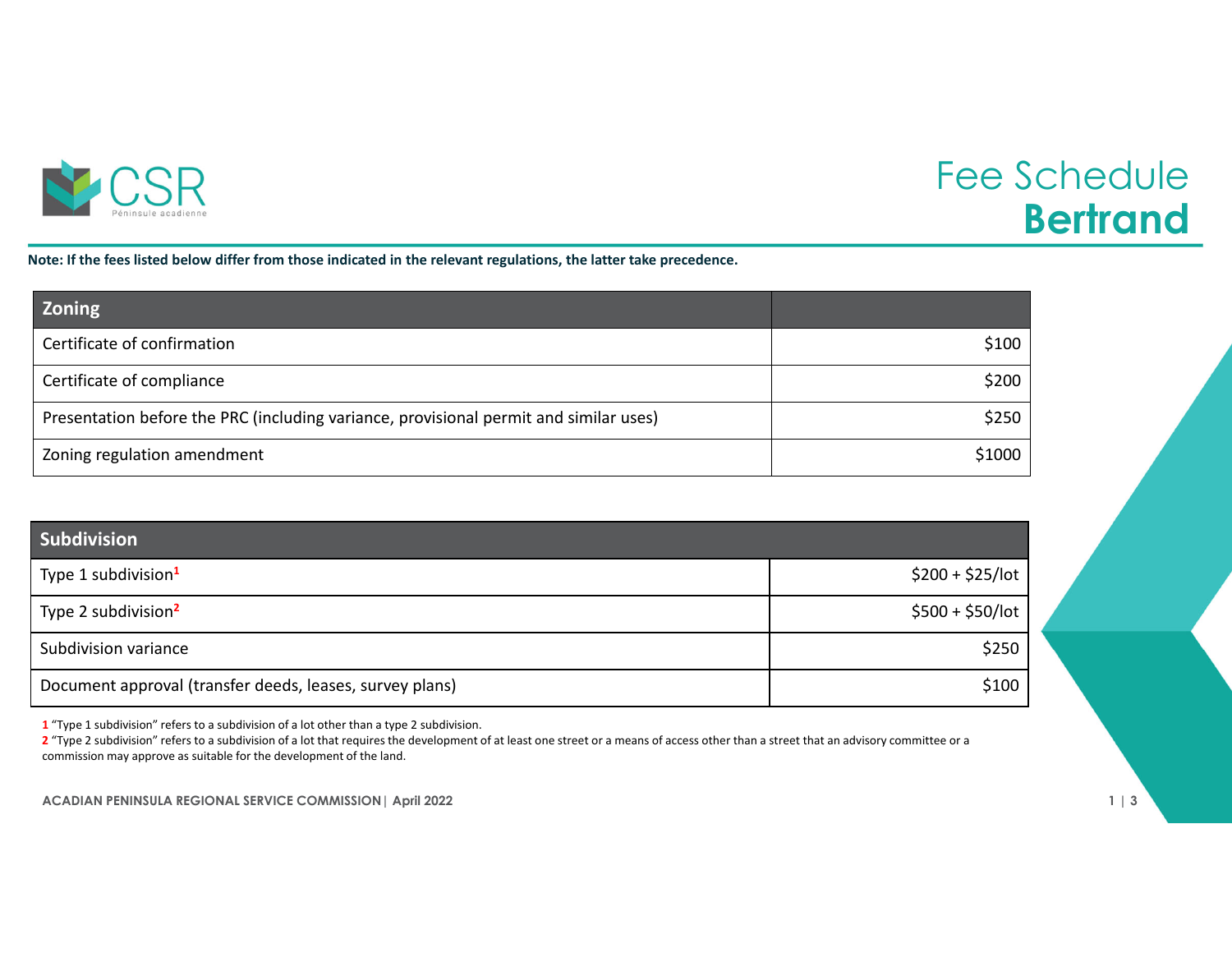CSR

Péninsule acadienne

# Fee Schedule
# Bertrand

**Note: If the fees listed below differ from those indicated in the relevant regulations, the latter take precedence.**

| Zoning | |
|---|---|
| Certificate of confirmation | $100 |
| Certificate of compliance | $200 |
| Presentation before the PRC (including variance, provisional permit and similar uses) | $250 |
| Zoning regulation amendment | $1000 |

| Subdivision | |
|---|---|
| Type 1 subdivision[1] | $200 + $25/lot |
| Type 2 subdivision[2] | $500 + $50/lot |
| Subdivision variance | $250 |
| Document approval (transfer deeds, leases, survey plans) | $100 |

1 "Type 1 subdivision" refers to a subdivision of a lot other than a type 2 subdivision.

2 "Type 2 subdivision" refers to a subdivision of a lot that requires the development of at least one street or a means of access other than a street that an advisory committee or a commission may approve as suitable for the development of the land.

ACADIAN PENINSULA REGIONAL SERVICE COMMISSION | April 2022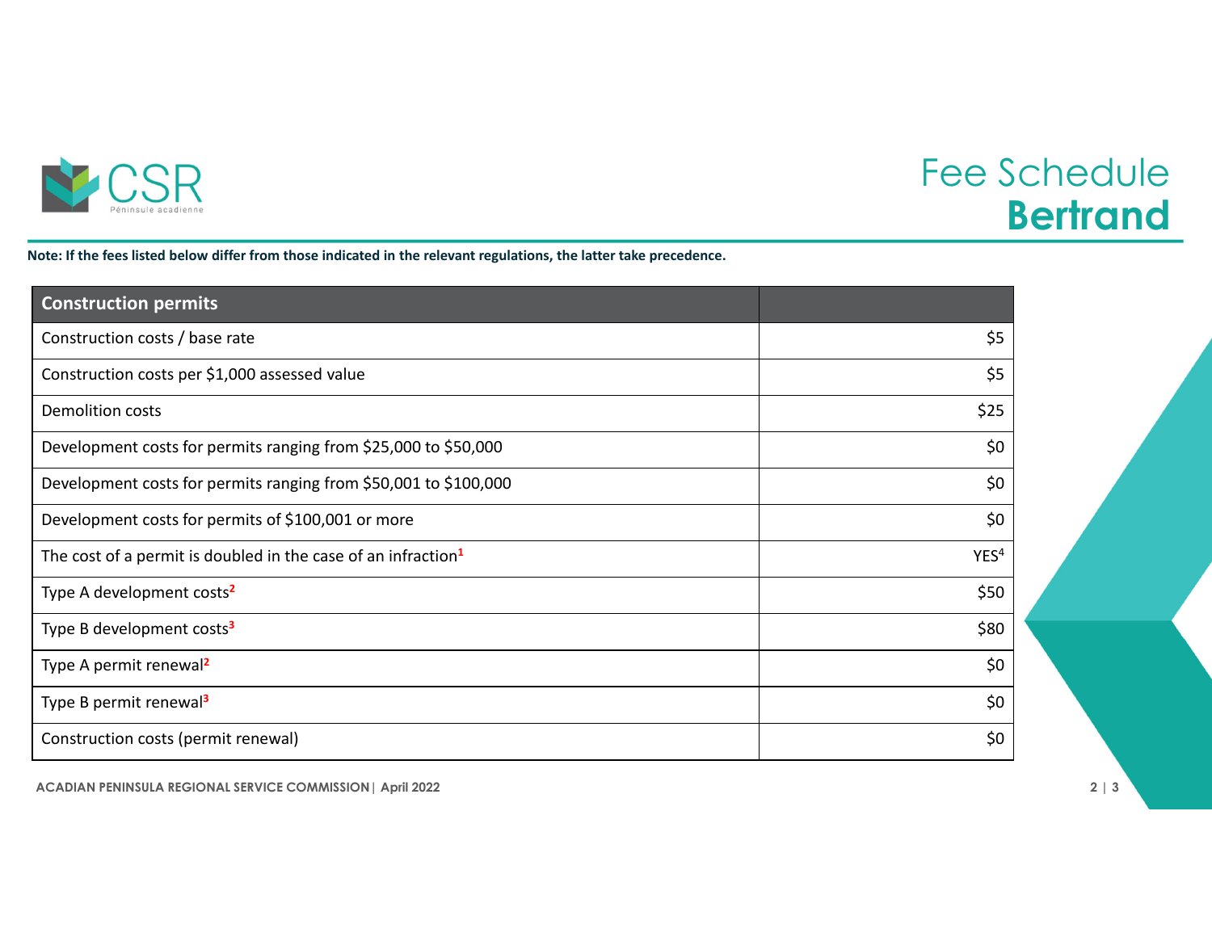# Fee Schedule
## Bertrand

**Note: If the fees listed below differ from those indicated in the relevant regulations, the latter take precedence.**

| Construction permits | |
|---|---|
| Construction costs / base rate | $5 |
| Construction costs per $1,000 assessed value | $5 |
| Demolition costs | $25 |
| Development costs for permits ranging from $25,000 to $50,000 | $0 |
| Development costs for permits ranging from $50,001 to $100,000 | $0 |
| Development costs for permits of $100,001 or more | $0 |
| The cost of a permit is doubled in the case of an infraction[1] | YES[4] |
| Type A development costs[2] | $50 |
| Type B development costs[3] | $80 |
| Type A permit renewal[2] | $0 |
| Type B permit renewal[3] | $0 |
| Construction costs (permit renewal) | $0 |

ACADIAN PENINSULA REGIONAL SERVICE COMMISSION | April 2022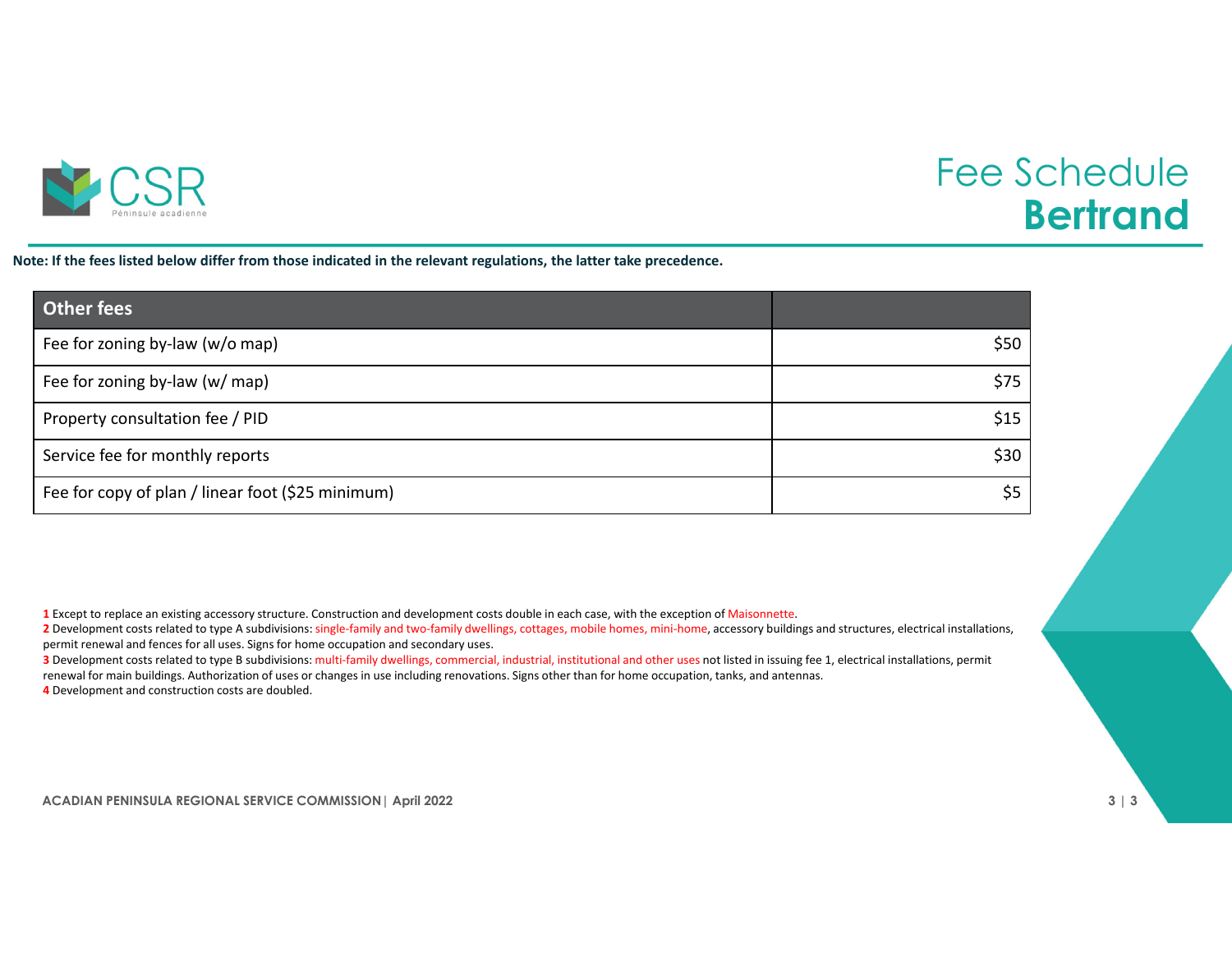# Fee Schedule **Bertrand**

**Note: If the fees listed below differ from those indicated in the relevant regulations, the latter take precedence.**

| Other fees | |
|---|---|
| Fee for zoning by-law (w/o map) | $50 |
| Fee for zoning by-law (w/ map) | $75 |
| Property consultation fee / PID | $15 |
| Service fee for monthly reports | $30 |
| Fee for copy of plan / linear foot ($25 minimum) | $5 |

**1** Except to replace an existing accessory structure. Construction and development costs double in each case, with the exception of Maisonnette.
**2** Development costs related to type A subdivisions: single-family and two-family dwellings, cottages, mobile homes, mini-home, accessory buildings and structures, electrical installations, permit renewal and fences for all uses. Signs for home occupation and secondary uses.
**3** Development costs related to type B subdivisions: multi-family dwellings, commercial, industrial, institutional and other uses not listed in issuing fee 1, electrical installations, permit renewal for main buildings. Authorization of uses or changes in use including renovations. Signs other than for home occupation, tanks, and antennas.
**4** Development and construction costs are doubled.